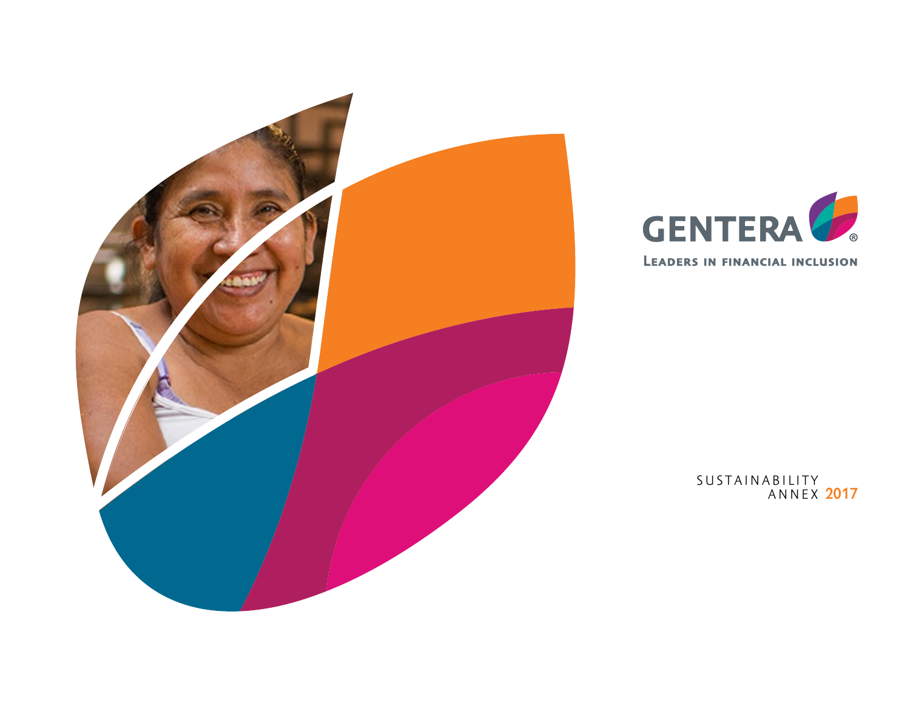# GENTERA®

**LEADERS IN FINANCIAL INCLUSION**

SUSTAINABILITY ANNEX 2017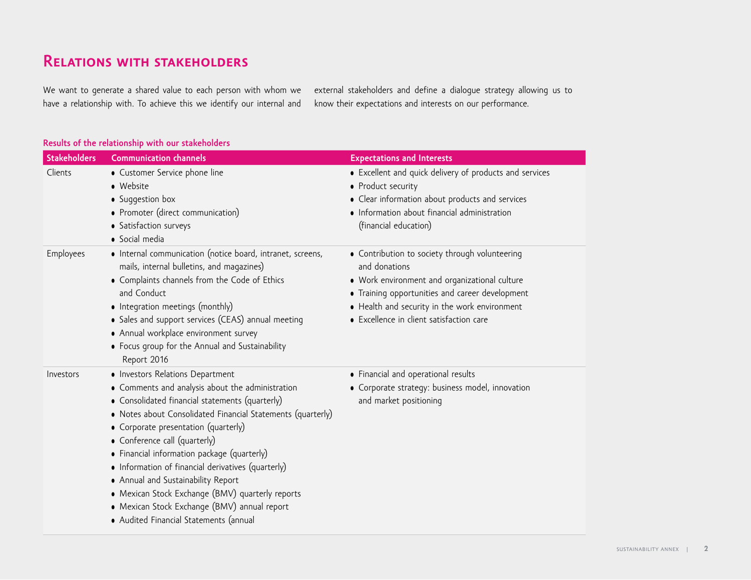# Relations with stakeholders

We want to generate a shared value to each person with whom we have a relationship with. To achieve this we identify our internal and external stakeholders and define a dialogue strategy allowing us to know their expectations and interests on our performance.

**Results of the relationship with our stakeholders**

| Stakeholders | Communication channels | Expectations and Interests |
|---|---|---|
| Clients | • Customer Service phone line<br>• Website<br>• Suggestion box<br>• Promoter (direct communication)<br>• Satisfaction surveys<br>• Social media | • Excellent and quick delivery of products and services<br>• Product security<br>• Clear information about products and services<br>• Information about financial administration (financial education) |
| Employees | • Internal communication (notice board, intranet, screens, mails, internal bulletins, and magazines)<br>• Complaints channels from the Code of Ethics and Conduct<br>• Integration meetings (monthly)<br>• Sales and support services (CEAS) annual meeting<br>• Annual workplace environment survey<br>• Focus group for the Annual and Sustainability Report 2016 | • Contribution to society through volunteering and donations<br>• Work environment and organizational culture<br>• Training opportunities and career development<br>• Health and security in the work environment<br>• Excellence in client satisfaction care |
| Investors | • Investors Relations Department<br>• Comments and analysis about the administration<br>• Consolidated financial statements (quarterly)<br>• Notes about Consolidated Financial Statements (quarterly)<br>• Corporate presentation (quarterly)<br>• Conference call (quarterly)<br>• Financial information package (quarterly)<br>• Information of financial derivatives (quarterly)<br>• Annual and Sustainability Report<br>• Mexican Stock Exchange (BMV) quarterly reports<br>• Mexican Stock Exchange (BMV) annual report<br>• Audited Financial Statements (annual | • Financial and operational results<br>• Corporate strategy: business model, innovation and market positioning |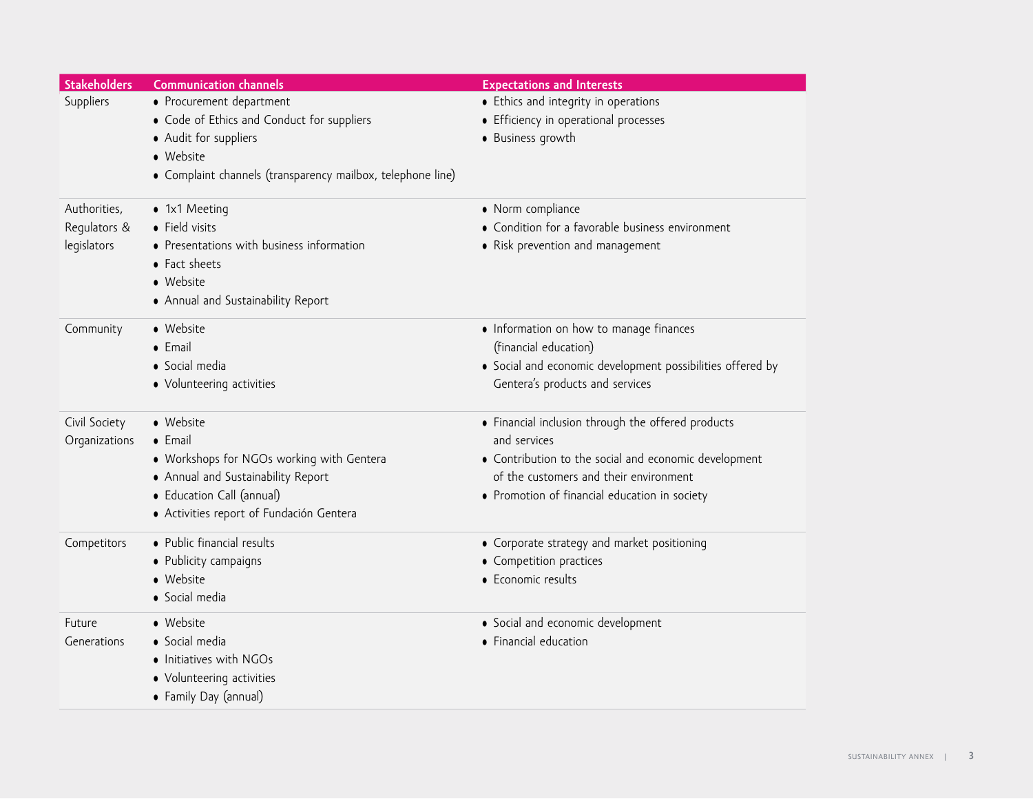| Stakeholders | Communication channels | Expectations and Interests |
|---|---|---|
| Suppliers | • Procurement department<br>• Code of Ethics and Conduct for suppliers<br>• Audit for suppliers<br>• Website<br>• Complaint channels (transparency mailbox, telephone line) | • Ethics and integrity in operations<br>• Efficiency in operational processes<br>• Business growth |
| Authorities, Regulators & legislators | • 1x1 Meeting<br>• Field visits<br>• Presentations with business information<br>• Fact sheets<br>• Website<br>• Annual and Sustainability Report | • Norm compliance<br>• Condition for a favorable business environment<br>• Risk prevention and management |
| Community | • Website<br>• Email<br>• Social media<br>• Volunteering activities | • Information on how to manage finances (financial education)<br>• Social and economic development possibilities offered by Gentera's products and services |
| Civil Society Organizations | • Website<br>• Email<br>• Workshops for NGOs working with Gentera<br>• Annual and Sustainability Report<br>• Education Call (annual)<br>• Activities report of Fundación Gentera | • Financial inclusion through the offered products and services<br>• Contribution to the social and economic development of the customers and their environment<br>• Promotion of financial education in society |
| Competitors | • Public financial results<br>• Publicity campaigns<br>• Website<br>• Social media | • Corporate strategy and market positioning<br>• Competition practices<br>• Economic results |
| Future Generations | • Website<br>• Social media<br>• Initiatives with NGOs<br>• Volunteering activities<br>• Family Day (annual) | • Social and economic development<br>• Financial education |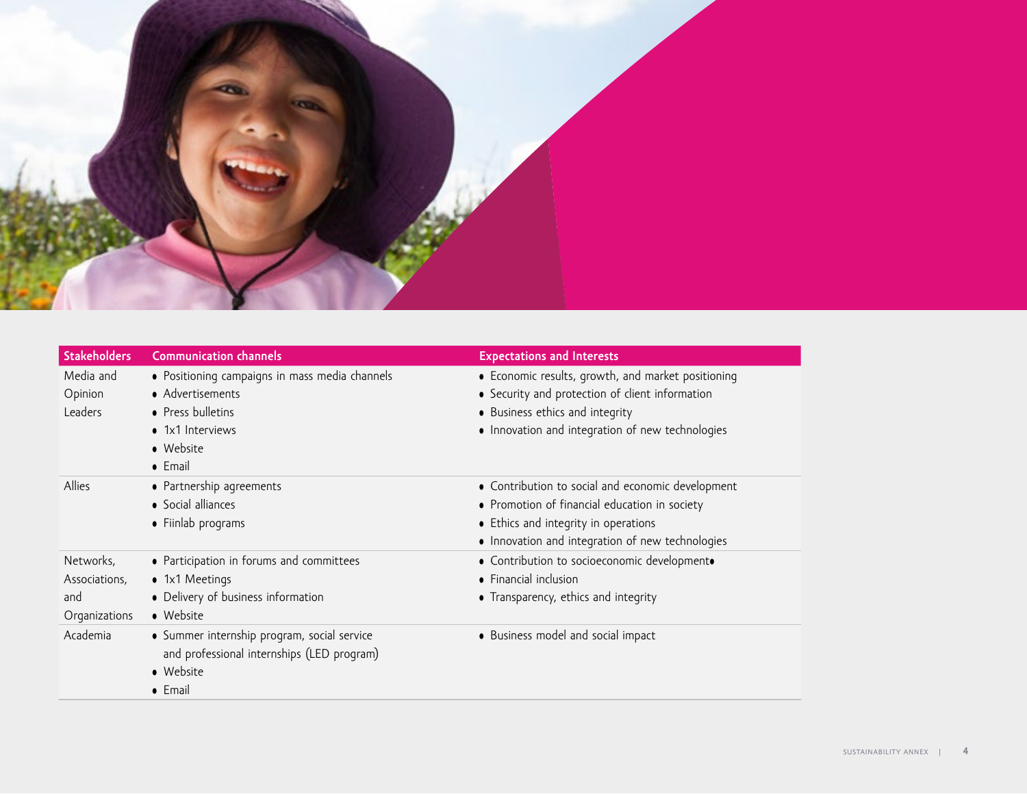| Stakeholders | Communication channels | Expectations and Interests |
|---|---|---|
| Media and Opinion Leaders | • Positioning campaigns in mass media channels<br>• Advertisements<br>• Press bulletins<br>• 1x1 Interviews<br>• Website<br>• Email | • Economic results, growth, and market positioning<br>• Security and protection of client information<br>• Business ethics and integrity<br>• Innovation and integration of new technologies |
| Allies | • Partnership agreements<br>• Social alliances<br>• Fiinlab programs | • Contribution to social and economic development<br>• Promotion of financial education in society<br>• Ethics and integrity in operations<br>• Innovation and integration of new technologies |
| Networks, Associations, and Organizations | • Participation in forums and committees<br>• 1x1 Meetings<br>• Delivery of business information<br>• Website | • Contribution to socioeconomic development•<br>• Financial inclusion<br>• Transparency, ethics and integrity |
| Academia | • Summer internship program, social service and professional internships (LED program)<br>• Website<br>• Email | • Business model and social impact |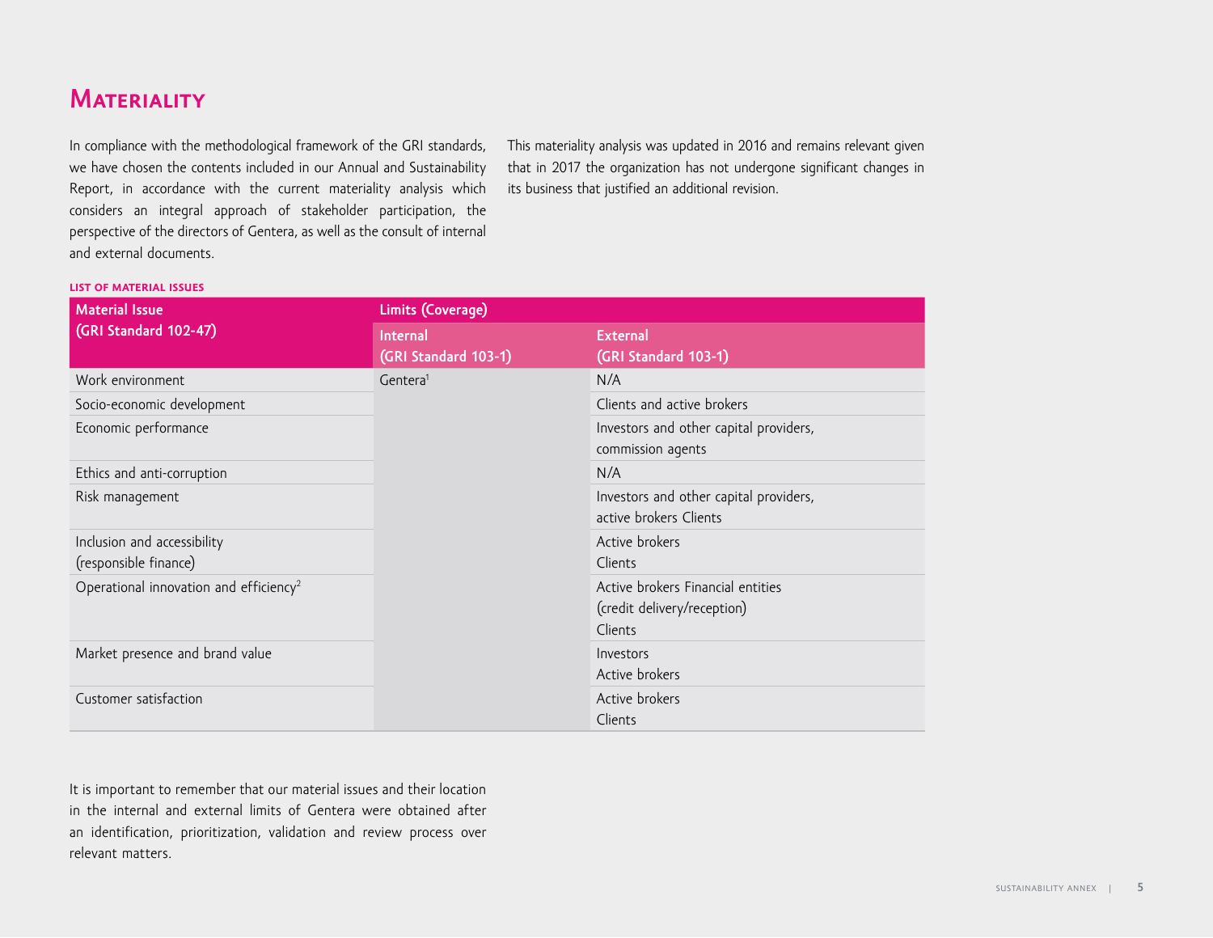# Materiality

In compliance with the methodological framework of the GRI standards, we have chosen the contents included in our Annual and Sustainability Report, in accordance with the current materiality analysis which considers an integral approach of stakeholder participation, the perspective of the directors of Gentera, as well as the consult of internal and external documents.

This materiality analysis was updated in 2016 and remains relevant given that in 2017 the organization has not undergone significant changes in its business that justified an additional revision.

**LIST OF MATERIAL ISSUES**

| Material Issue (GRI Standard 102-47) | Limits (Coverage) | |
|---|---|---|
| | Internal (GRI Standard 103-1) | External (GRI Standard 103-1) |
| Work environment | Gentera[1] | N/A |
| Socio-economic development | | Clients and active brokers |
| Economic performance | | Investors and other capital providers, commission agents |
| Ethics and anti-corruption | | N/A |
| Risk management | | Investors and other capital providers, active brokers Clients |
| Inclusion and accessibility (responsible finance) | | Active brokers Clients |
| Operational innovation and efficiency[2] | | Active brokers Financial entities (credit delivery/reception) Clients |
| Market presence and brand value | | Investors Active brokers |
| Customer satisfaction | | Active brokers Clients |

It is important to remember that our material issues and their location in the internal and external limits of Gentera were obtained after an identification, prioritization, validation and review process over relevant matters.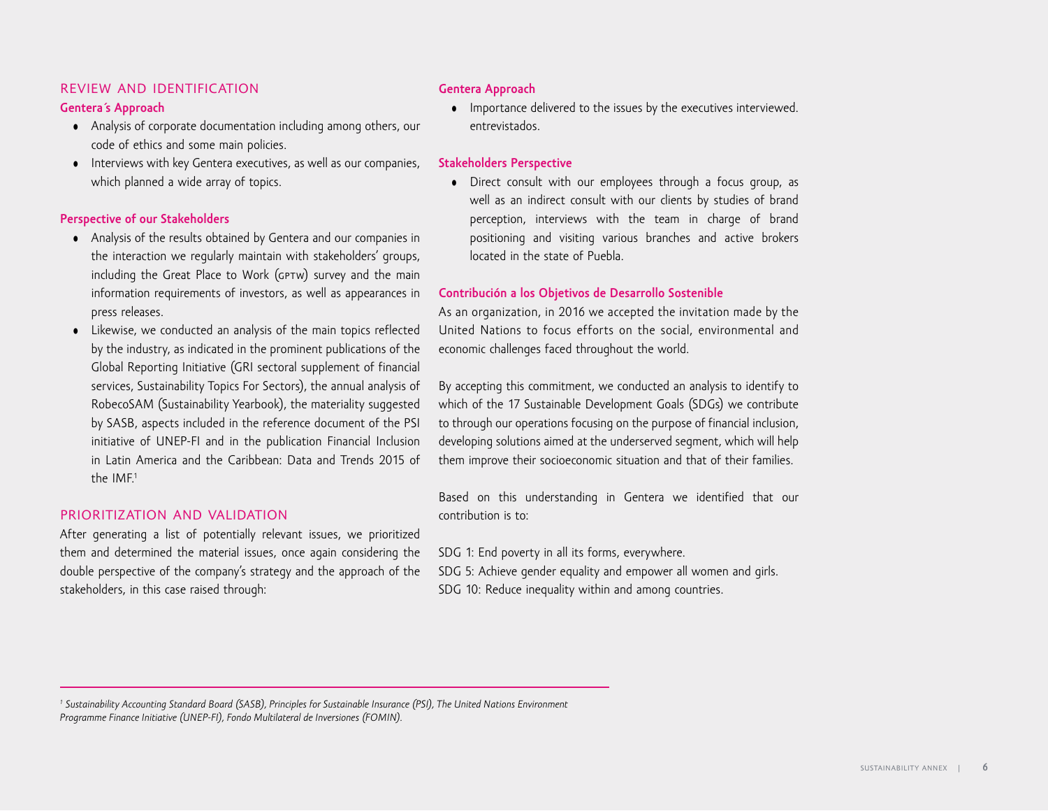## REVIEW AND IDENTIFICATION

**Gentera´s Approach**

- Analysis of corporate documentation including among others, our code of ethics and some main policies.
- Interviews with key Gentera executives, as well as our companies, which planned a wide array of topics.

**Perspective of our Stakeholders**

- Analysis of the results obtained by Gentera and our companies in the interaction we regularly maintain with stakeholders' groups, including the Great Place to Work (GPTW) survey and the main information requirements of investors, as well as appearances in press releases.
- Likewise, we conducted an analysis of the main topics reflected by the industry, as indicated in the prominent publications of the Global Reporting Initiative (GRI sectoral supplement of financial services, Sustainability Topics For Sectors), the annual analysis of RobecoSAM (Sustainability Yearbook), the materiality suggested by SASB, aspects included in the reference document of the PSI initiative of UNEP-FI and in the publication Financial Inclusion in Latin America and the Caribbean: Data and Trends 2015 of the IMF.[1]

## PRIORITIZATION AND VALIDATION

After generating a list of potentially relevant issues, we prioritized them and determined the material issues, once again considering the double perspective of the company's strategy and the approach of the stakeholders, in this case raised through:

**Gentera Approach**

- Importance delivered to the issues by the executives interviewed. entrevistados.

**Stakeholders Perspective**

- Direct consult with our employees through a focus group, as well as an indirect consult with our clients by studies of brand perception, interviews with the team in charge of brand positioning and visiting various branches and active brokers located in the state of Puebla.

**Contribución a los Objetivos de Desarrollo Sostenible**

As an organization, in 2016 we accepted the invitation made by the United Nations to focus efforts on the social, environmental and economic challenges faced throughout the world.

By accepting this commitment, we conducted an analysis to identify to which of the 17 Sustainable Development Goals (SDGs) we contribute to through our operations focusing on the purpose of financial inclusion, developing solutions aimed at the underserved segment, which will help them improve their socioeconomic situation and that of their families.

Based on this understanding in Gentera we identified that our contribution is to:

SDG 1: End poverty in all its forms, everywhere.
SDG 5: Achieve gender equality and empower all women and girls.
SDG 10: Reduce inequality within and among countries.

---

*[1] Sustainability Accounting Standard Board (SASB), Principles for Sustainable Insurance (PSI), The United Nations Environment Programme Finance Initiative (UNEP-FI), Fondo Multilateral de Inversiones (FOMIN).*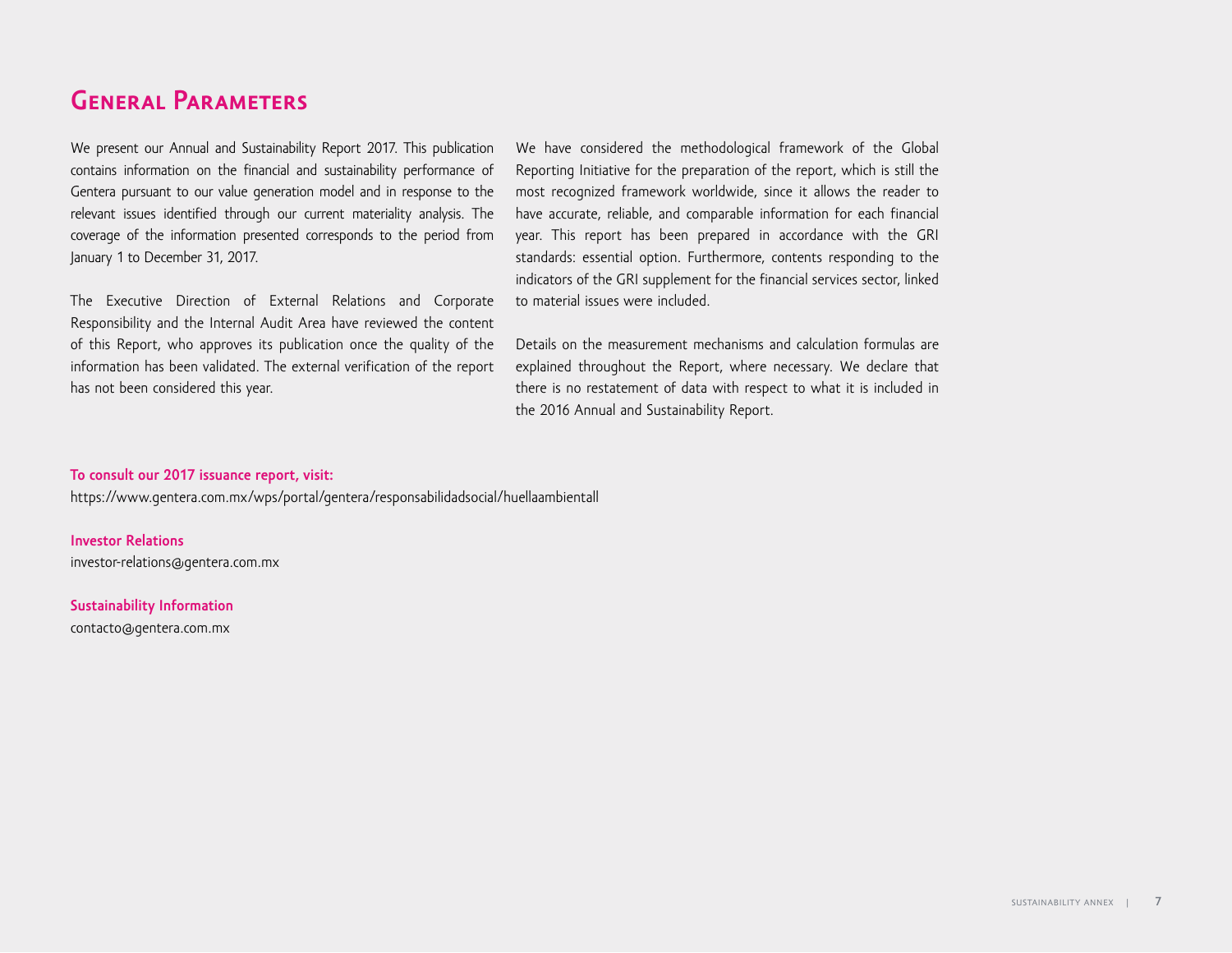# General Parameters

We present our Annual and Sustainability Report 2017. This publication contains information on the financial and sustainability performance of Gentera pursuant to our value generation model and in response to the relevant issues identified through our current materiality analysis. The coverage of the information presented corresponds to the period from January 1 to December 31, 2017.

The Executive Direction of External Relations and Corporate Responsibility and the Internal Audit Area have reviewed the content of this Report, who approves its publication once the quality of the information has been validated. The external verification of the report has not been considered this year.

We have considered the methodological framework of the Global Reporting Initiative for the preparation of the report, which is still the most recognized framework worldwide, since it allows the reader to have accurate, reliable, and comparable information for each financial year. This report has been prepared in accordance with the GRI standards: essential option. Furthermore, contents responding to the indicators of the GRI supplement for the financial services sector, linked to material issues were included.

Details on the measurement mechanisms and calculation formulas are explained throughout the Report, where necessary. We declare that there is no restatement of data with respect to what it is included in the 2016 Annual and Sustainability Report.

**To consult our 2017 issuance report, visit:**
https://www.gentera.com.mx/wps/portal/gentera/responsabilidadsocial/huellaambientall

**Investor Relations**
investor-relations@gentera.com.mx

**Sustainability Information**
contacto@gentera.com.mx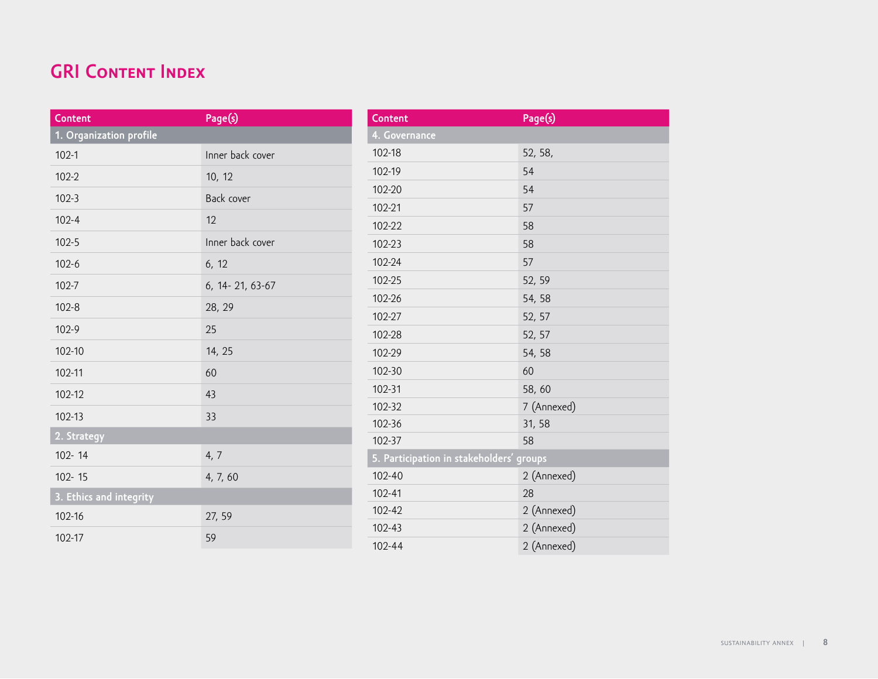# GRI Content Index

| Content | Page(s) |
|---|---|
| **1. Organization profile** | |
| 102-1 | Inner back cover |
| 102-2 | 10, 12 |
| 102-3 | Back cover |
| 102-4 | 12 |
| 102-5 | Inner back cover |
| 102-6 | 6, 12 |
| 102-7 | 6, 14- 21, 63-67 |
| 102-8 | 28, 29 |
| 102-9 | 25 |
| 102-10 | 14, 25 |
| 102-11 | 60 |
| 102-12 | 43 |
| 102-13 | 33 |
| **2. Strategy** | |
| 102- 14 | 4, 7 |
| 102- 15 | 4, 7, 60 |
| **3. Ethics and integrity** | |
| 102-16 | 27, 59 |
| 102-17 | 59 |

| Content | Page(s) |
|---|---|
| **4. Governance** | |
| 102-18 | 52, 58, |
| 102-19 | 54 |
| 102-20 | 54 |
| 102-21 | 57 |
| 102-22 | 58 |
| 102-23 | 58 |
| 102-24 | 57 |
| 102-25 | 52, 59 |
| 102-26 | 54, 58 |
| 102-27 | 52, 57 |
| 102-28 | 52, 57 |
| 102-29 | 54, 58 |
| 102-30 | 60 |
| 102-31 | 58, 60 |
| 102-32 | 7 (Annexed) |
| 102-36 | 31, 58 |
| 102-37 | 58 |
| **5. Participation in stakeholders' groups** | |
| 102-40 | 2 (Annexed) |
| 102-41 | 28 |
| 102-42 | 2 (Annexed) |
| 102-43 | 2 (Annexed) |
| 102-44 | 2 (Annexed) |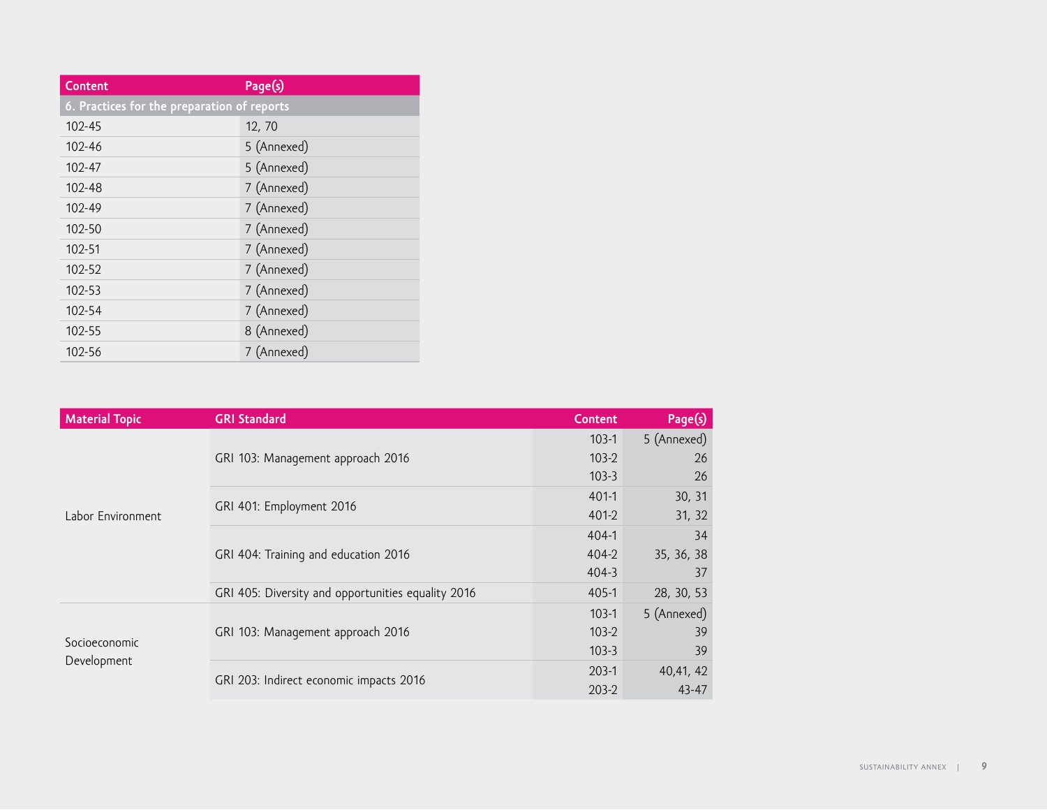| Content | Page(s) |
|---|---|
| 6. Practices for the preparation of reports | |
| 102-45 | 12, 70 |
| 102-46 | 5 (Annexed) |
| 102-47 | 5 (Annexed) |
| 102-48 | 7 (Annexed) |
| 102-49 | 7 (Annexed) |
| 102-50 | 7 (Annexed) |
| 102-51 | 7 (Annexed) |
| 102-52 | 7 (Annexed) |
| 102-53 | 7 (Annexed) |
| 102-54 | 7 (Annexed) |
| 102-55 | 8 (Annexed) |
| 102-56 | 7 (Annexed) |

| Material Topic | GRI Standard | Content | Page(s) |
|---|---|---|---|
| Labor Environment | GRI 103: Management approach 2016 | 103-1 | 5 (Annexed) |
| | | 103-2 | 26 |
| | | 103-3 | 26 |
| | GRI 401: Employment 2016 | 401-1 | 30, 31 |
| | | 401-2 | 31, 32 |
| | GRI 404: Training and education 2016 | 404-1 | 34 |
| | | 404-2 | 35, 36, 38 |
| | | 404-3 | 37 |
| | GRI 405: Diversity and opportunities equality 2016 | 405-1 | 28, 30, 53 |
| Socioeconomic Development | GRI 103: Management approach 2016 | 103-1 | 5 (Annexed) |
| | | 103-2 | 39 |
| | | 103-3 | 39 |
| | GRI 203: Indirect economic impacts 2016 | 203-1 | 40,41, 42 |
| | | 203-2 | 43-47 |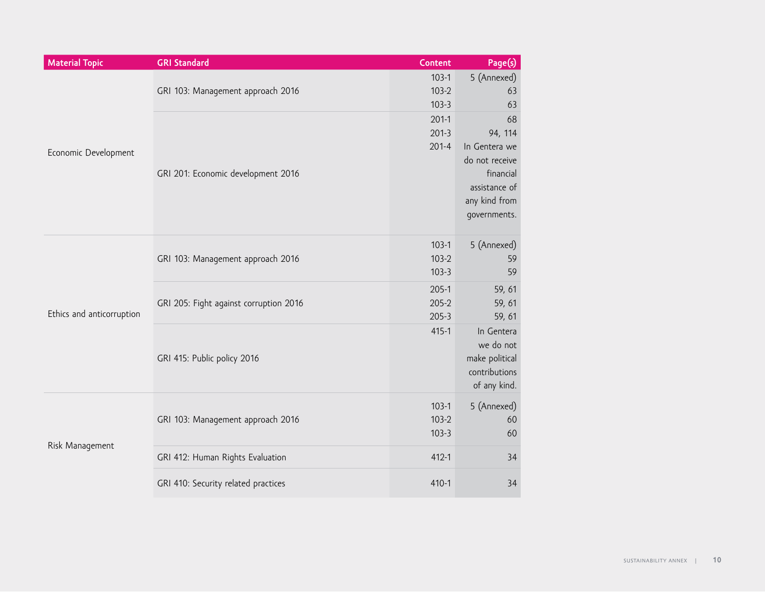| Material Topic | GRI Standard | Content | Page(s) |
|---|---|---|---|
| Economic Development | GRI 103: Management approach 2016 | 103-1 | 5 (Annexed) |
| | | 103-2 | 63 |
| | | 103-3 | 63 |
| | GRI 201: Economic development 2016 | 201-1 | 68 |
| | | 201-3 | 94, 114 |
| | | 201-4 | In Gentera we do not receive financial assistance of any kind from governments. |
| Ethics and anticorruption | GRI 103: Management approach 2016 | 103-1 | 5 (Annexed) |
| | | 103-2 | 59 |
| | | 103-3 | 59 |
| | GRI 205: Fight against corruption 2016 | 205-1 | 59, 61 |
| | | 205-2 | 59, 61 |
| | | 205-3 | 59, 61 |
| | GRI 415: Public policy 2016 | 415-1 | In Gentera we do not make political contributions of any kind. |
| Risk Management | GRI 103: Management approach 2016 | 103-1 | 5 (Annexed) |
| | | 103-2 | 60 |
| | | 103-3 | 60 |
| | GRI 412: Human Rights Evaluation | 412-1 | 34 |
| | GRI 410: Security related practices | 410-1 | 34 |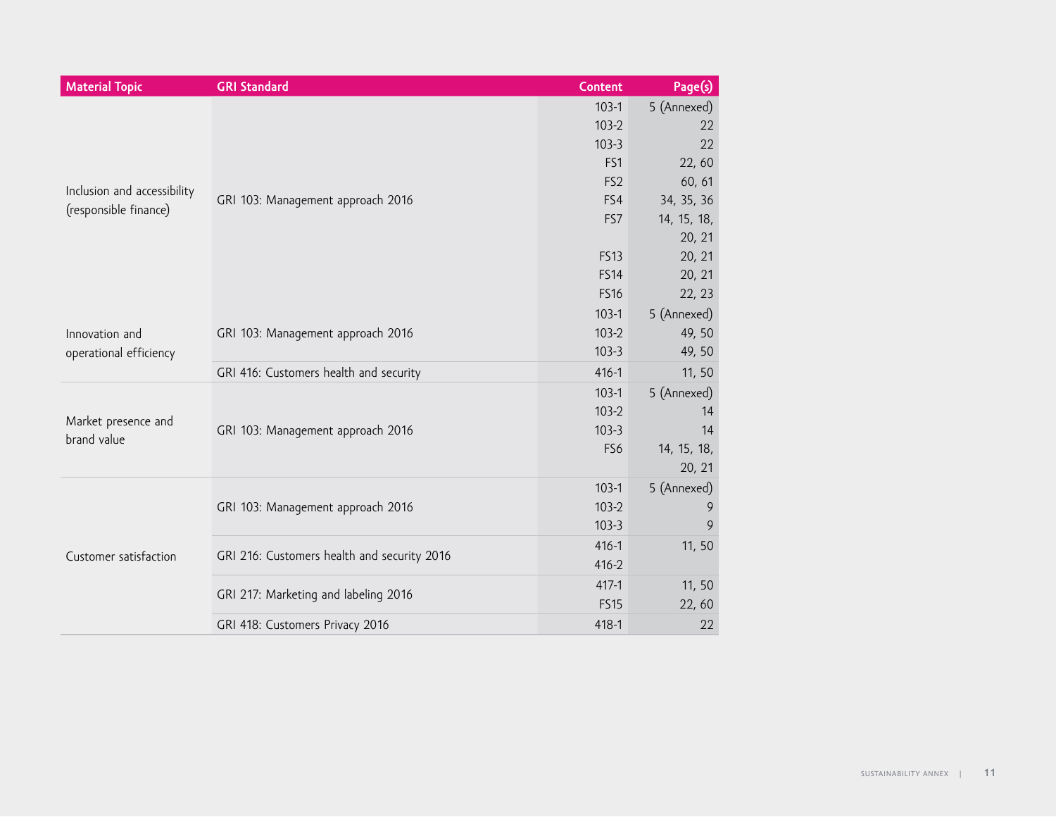| Material Topic | GRI Standard | Content | Page(s) |
|---|---|---|---|
| Inclusion and accessibility (responsible finance) | GRI 103: Management approach 2016 | 103-1 | 5 (Annexed) |
| | | 103-2 | 22 |
| | | 103-3 | 22 |
| | | FS1 | 22, 60 |
| | | FS2 | 60, 61 |
| | | FS4 | 34, 35, 36 |
| | | FS7 | 14, 15, 18, 20, 21 |
| | | FS13 | 20, 21 |
| | | FS14 | 20, 21 |
| | | FS16 | 22, 23 |
| Innovation and operational efficiency | GRI 103: Management approach 2016 | 103-1 | 5 (Annexed) |
| | | 103-2 | 49, 50 |
| | | 103-3 | 49, 50 |
| | GRI 416: Customers health and security | 416-1 | 11, 50 |
| Market presence and brand value | GRI 103: Management approach 2016 | 103-1 | 5 (Annexed) |
| | | 103-2 | 14 |
| | | 103-3 | 14 |
| | | FS6 | 14, 15, 18, 20, 21 |
| Customer satisfaction | GRI 103: Management approach 2016 | 103-1 | 5 (Annexed) |
| | | 103-2 | 9 |
| | | 103-3 | 9 |
| | GRI 216: Customers health and security 2016 | 416-1 | 11, 50 |
| | | 416-2 | |
| | GRI 217: Marketing and labeling 2016 | 417-1 | 11, 50 |
| | | FS15 | 22, 60 |
| | GRI 418: Customers Privacy 2016 | 418-1 | 22 |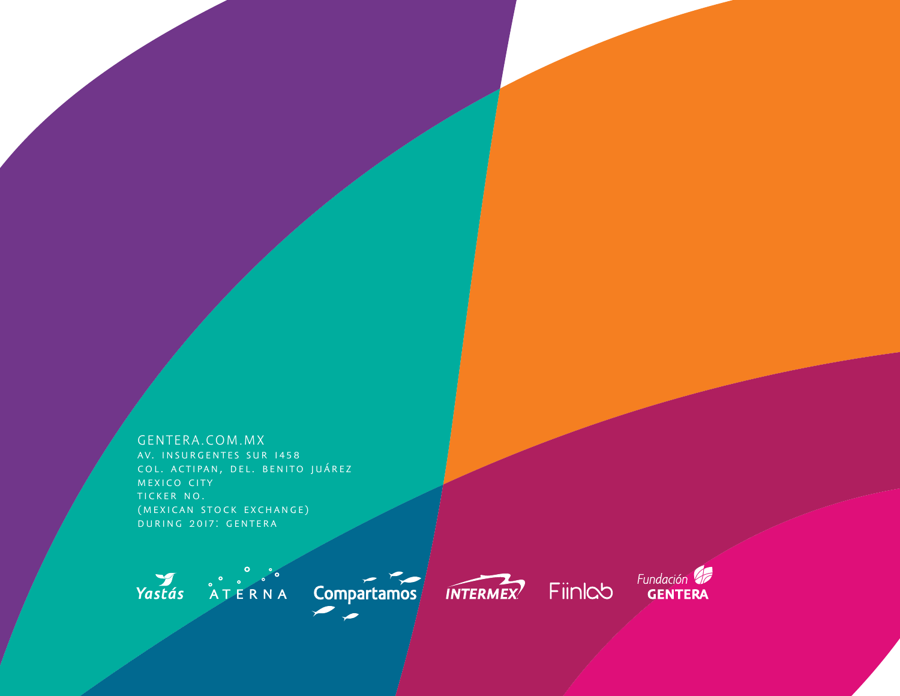GENTERA.COM.MX
AV. INSURGENTES SUR 1458
COL. ACTIPAN, DEL. BENITO JUÁREZ
MEXICO CITY
TICKER NO.
(MEXICAN STOCK EXCHANGE)
DURING 2017: GENTERA

Yastás ATERNA Compartamos INTERMEX Fiinlab Fundación GENTERA